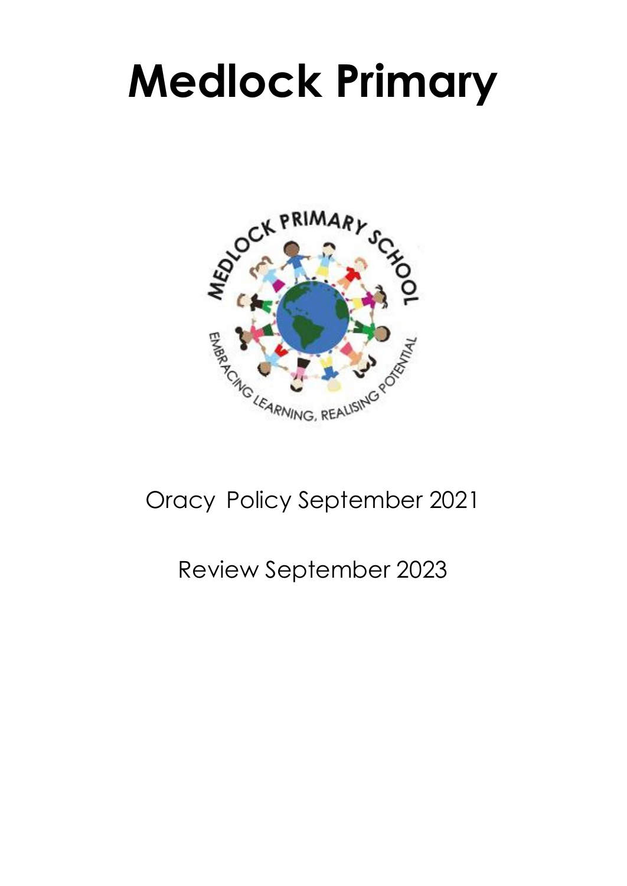# Medlock Primary

Oracy Policy September 2021

Review September 2023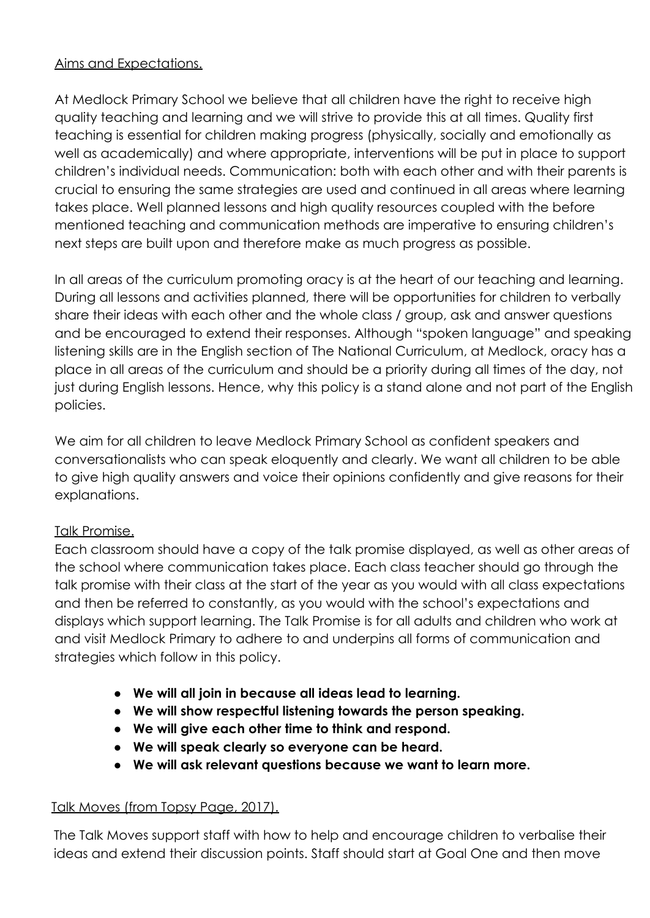## Aims and Expectations.

At Medlock Primary School we believe that all children have the right to receive high quality teaching and learning and we will strive to provide this at all times. Quality first teaching is essential for children making progress (physically, socially and emotionally as well as academically) and where appropriate, interventions will be put in place to support children's individual needs. Communication: both with each other and with their parents is crucial to ensuring the same strategies are used and continued in all areas where learning takes place. Well planned lessons and high quality resources coupled with the before mentioned teaching and communication methods are imperative to ensuring children's next steps are built upon and therefore make as much progress as possible.

In all areas of the curriculum promoting oracy is at the heart of our teaching and learning. During all lessons and activities planned, there will be opportunities for children to verbally share their ideas with each other and the whole class / group, ask and answer questions and be encouraged to extend their responses. Although "spoken language" and speaking listening skills are in the English section of The National Curriculum, at Medlock, oracy has a place in all areas of the curriculum and should be a priority during all times of the day, not just during English lessons. Hence, why this policy is a stand alone and not part of the English policies.

We aim for all children to leave Medlock Primary School as confident speakers and conversationalists who can speak eloquently and clearly. We want all children to be able to give high quality answers and voice their opinions confidently and give reasons for their explanations.

## Talk Promise.

Each classroom should have a copy of the talk promise displayed, as well as other areas of the school where communication takes place. Each class teacher should go through the talk promise with their class at the start of the year as you would with all class expectations and then be referred to constantly, as you would with the school's expectations and displays which support learning. The Talk Promise is for all adults and children who work at and visit Medlock Primary to adhere to and underpins all forms of communication and strategies which follow in this policy.

- **We will all join in because all ideas lead to learning.**
- **We will show respectful listening towards the person speaking.**
- **We will give each other time to think and respond.**
- **We will speak clearly so everyone can be heard.**
- **We will ask relevant questions because we want to learn more.**

## Talk Moves (from Topsy Page, 2017).

The Talk Moves support staff with how to help and encourage children to verbalise their ideas and extend their discussion points. Staff should start at Goal One and then move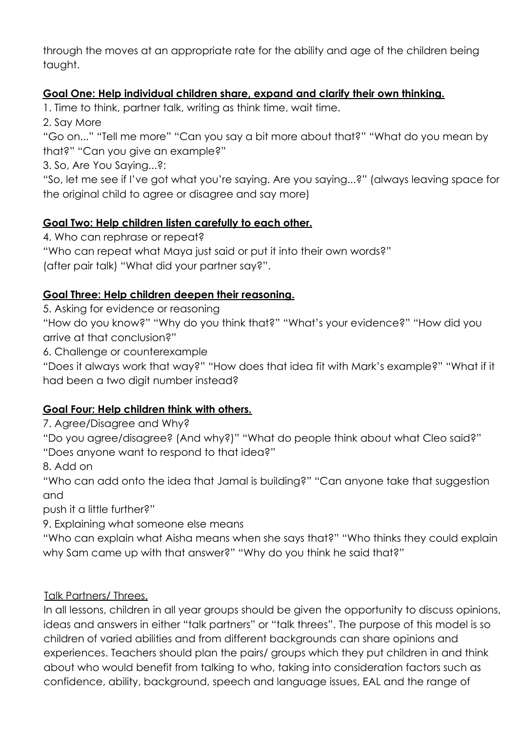through the moves at an appropriate rate for the ability and age of the children being taught.

**Goal One: Help individual children share, expand and clarify their own thinking.**

1. Time to think, partner talk, writing as think time, wait time.
2. Say More
"Go on..." "Tell me more" "Can you say a bit more about that?" "What do you mean by that?" "Can you give an example?"
3. So, Are You Saying...?:
"So, let me see if I've got what you're saying. Are you saying...?" (always leaving space for the original child to agree or disagree and say more)

**Goal Two: Help children listen carefully to each other.**

4. Who can rephrase or repeat?
"Who can repeat what Maya just said or put it into their own words?"
(after pair talk) "What did your partner say?".

**Goal Three: Help children deepen their reasoning.**

5. Asking for evidence or reasoning
"How do you know?" "Why do you think that?" "What's your evidence?" "How did you arrive at that conclusion?"
6. Challenge or counterexample
"Does it always work that way?" "How does that idea fit with Mark's example?" "What if it had been a two digit number instead?

**Goal Four: Help children think with others.**

7. Agree/Disagree and Why?
"Do you agree/disagree? (And why?)" "What do people think about what Cleo said?" "Does anyone want to respond to that idea?"
8. Add on
"Who can add onto the idea that Jamal is building?" "Can anyone take that suggestion and
push it a little further?"
9. Explaining what someone else means
"Who can explain what Aisha means when she says that?" "Who thinks they could explain why Sam came up with that answer?" "Why do you think he said that?"

Talk Partners/ Threes.

In all lessons, children in all year groups should be given the opportunity to discuss opinions, ideas and answers in either "talk partners" or "talk threes". The purpose of this model is so children of varied abilities and from different backgrounds can share opinions and experiences. Teachers should plan the pairs/ groups which they put children in and think about who would benefit from talking to who, taking into consideration factors such as confidence, ability, background, speech and language issues, EAL and the range of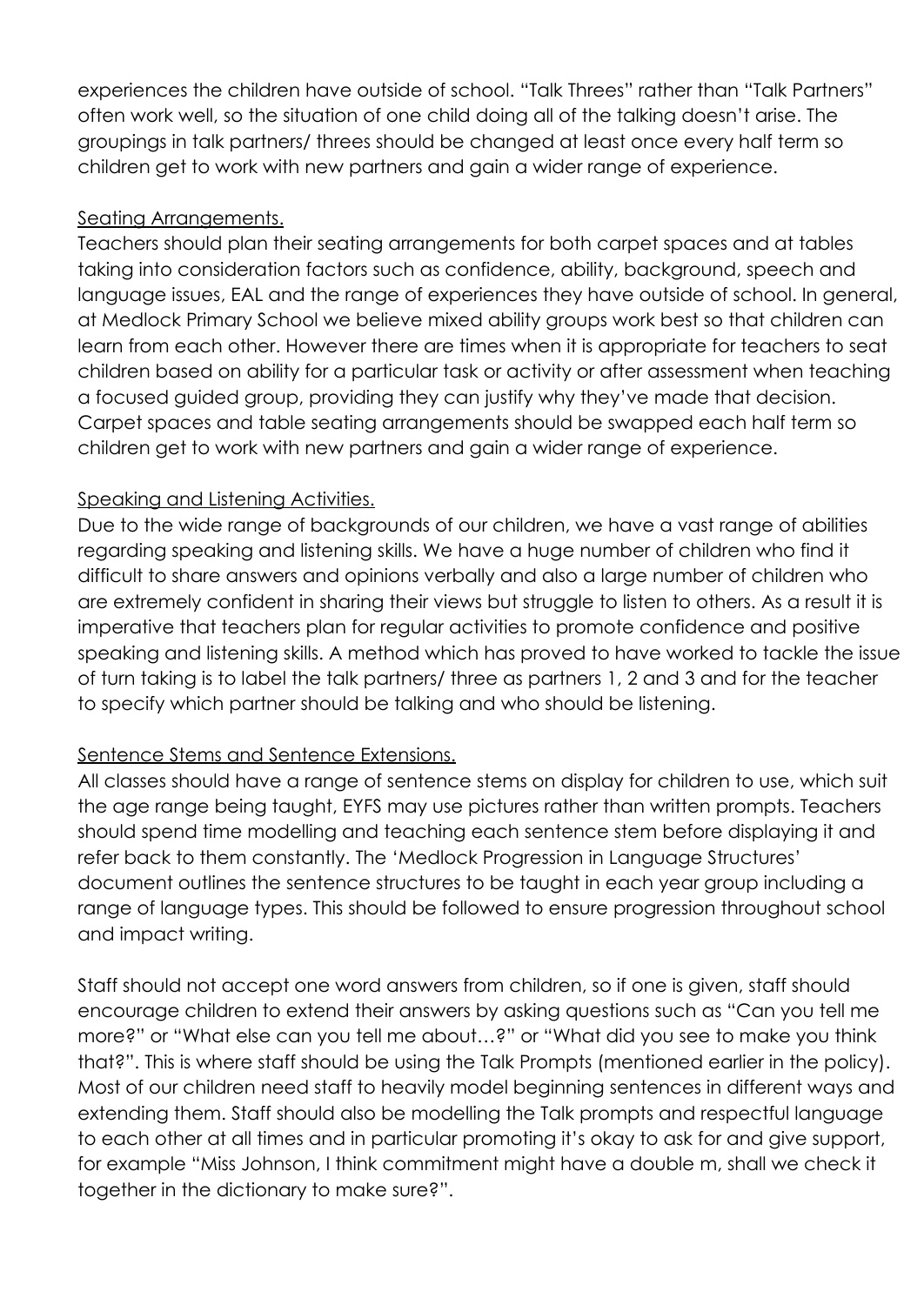experiences the children have outside of school. "Talk Threes" rather than "Talk Partners" often work well, so the situation of one child doing all of the talking doesn't arise. The groupings in talk partners/ threes should be changed at least once every half term so children get to work with new partners and gain a wider range of experience.

<u>Seating Arrangements.</u>

Teachers should plan their seating arrangements for both carpet spaces and at tables taking into consideration factors such as confidence, ability, background, speech and language issues, EAL and the range of experiences they have outside of school. In general, at Medlock Primary School we believe mixed ability groups work best so that children can learn from each other. However there are times when it is appropriate for teachers to seat children based on ability for a particular task or activity or after assessment when teaching a focused guided group, providing they can justify why they've made that decision. Carpet spaces and table seating arrangements should be swapped each half term so children get to work with new partners and gain a wider range of experience.

<u>Speaking and Listening Activities.</u>

Due to the wide range of backgrounds of our children, we have a vast range of abilities regarding speaking and listening skills. We have a huge number of children who find it difficult to share answers and opinions verbally and also a large number of children who are extremely confident in sharing their views but struggle to listen to others. As a result it is imperative that teachers plan for regular activities to promote confidence and positive speaking and listening skills. A method which has proved to have worked to tackle the issue of turn taking is to label the talk partners/ three as partners 1, 2 and 3 and for the teacher to specify which partner should be talking and who should be listening.

<u>Sentence Stems and Sentence Extensions.</u>

All classes should have a range of sentence stems on display for children to use, which suit the age range being taught, EYFS may use pictures rather than written prompts. Teachers should spend time modelling and teaching each sentence stem before displaying it and refer back to them constantly. The 'Medlock Progression in Language Structures' document outlines the sentence structures to be taught in each year group including a range of language types. This should be followed to ensure progression throughout school and impact writing.

Staff should not accept one word answers from children, so if one is given, staff should encourage children to extend their answers by asking questions such as "Can you tell me more?" or "What else can you tell me about…?" or "What did you see to make you think that?". This is where staff should be using the Talk Prompts (mentioned earlier in the policy). Most of our children need staff to heavily model beginning sentences in different ways and extending them. Staff should also be modelling the Talk prompts and respectful language to each other at all times and in particular promoting it's okay to ask for and give support, for example "Miss Johnson, I think commitment might have a double m, shall we check it together in the dictionary to make sure?".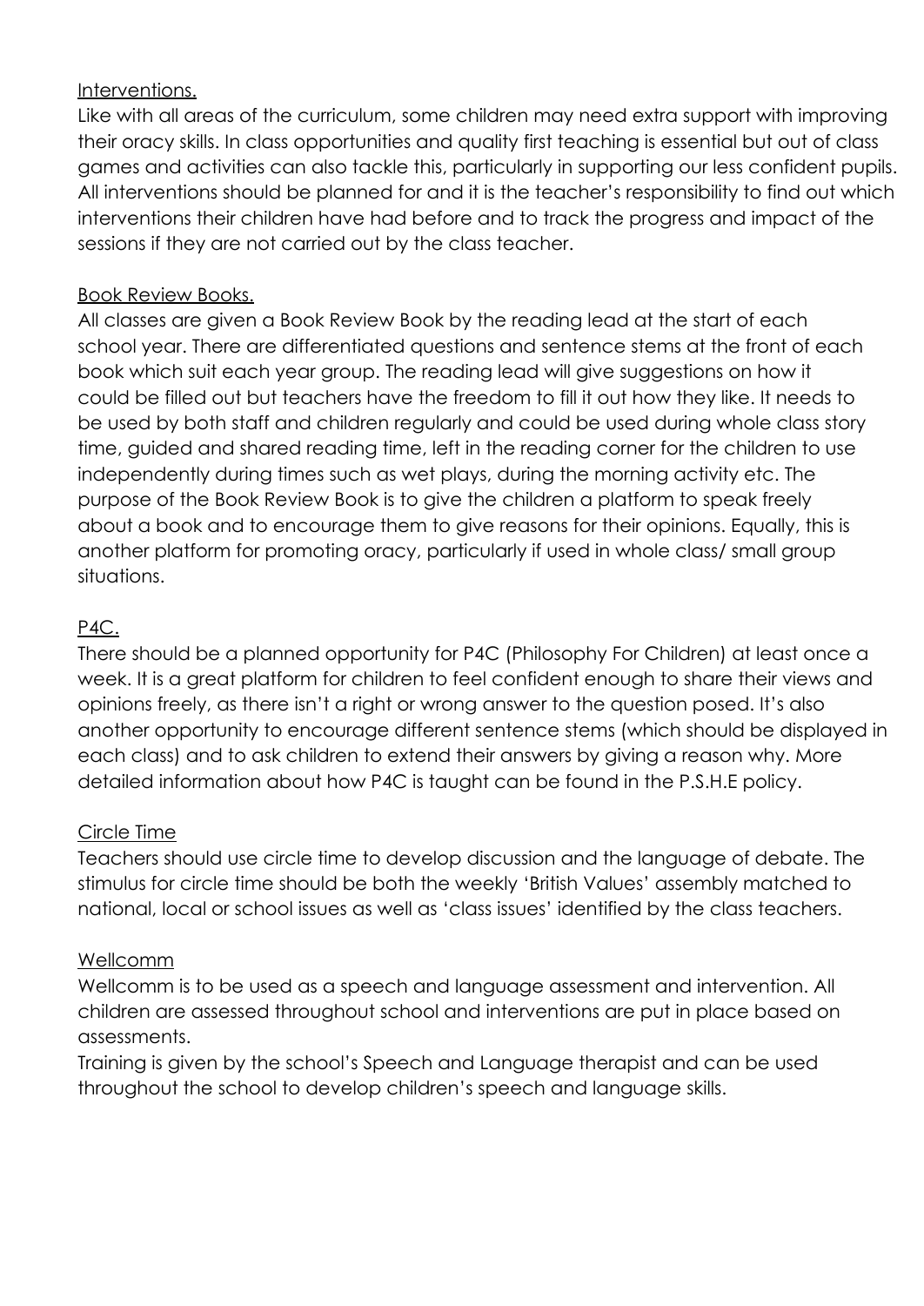## Interventions.

Like with all areas of the curriculum, some children may need extra support with improving their oracy skills. In class opportunities and quality first teaching is essential but out of class games and activities can also tackle this, particularly in supporting our less confident pupils. All interventions should be planned for and it is the teacher's responsibility to find out which interventions their children have had before and to track the progress and impact of the sessions if they are not carried out by the class teacher.

## Book Review Books.

All classes are given a Book Review Book by the reading lead at the start of each school year. There are differentiated questions and sentence stems at the front of each book which suit each year group. The reading lead will give suggestions on how it could be filled out but teachers have the freedom to fill it out how they like. It needs to be used by both staff and children regularly and could be used during whole class story time, guided and shared reading time, left in the reading corner for the children to use independently during times such as wet plays, during the morning activity etc. The purpose of the Book Review Book is to give the children a platform to speak freely about a book and to encourage them to give reasons for their opinions. Equally, this is another platform for promoting oracy, particularly if used in whole class/ small group situations.

## P4C.

There should be a planned opportunity for P4C (Philosophy For Children) at least once a week. It is a great platform for children to feel confident enough to share their views and opinions freely, as there isn't a right or wrong answer to the question posed. It's also another opportunity to encourage different sentence stems (which should be displayed in each class) and to ask children to extend their answers by giving a reason why. More detailed information about how P4C is taught can be found in the P.S.H.E policy.

## Circle Time

Teachers should use circle time to develop discussion and the language of debate. The stimulus for circle time should be both the weekly 'British Values' assembly matched to national, local or school issues as well as 'class issues' identified by the class teachers.

## Wellcomm

Wellcomm is to be used as a speech and language assessment and intervention. All children are assessed throughout school and interventions are put in place based on assessments.

Training is given by the school's Speech and Language therapist and can be used throughout the school to develop children's speech and language skills.